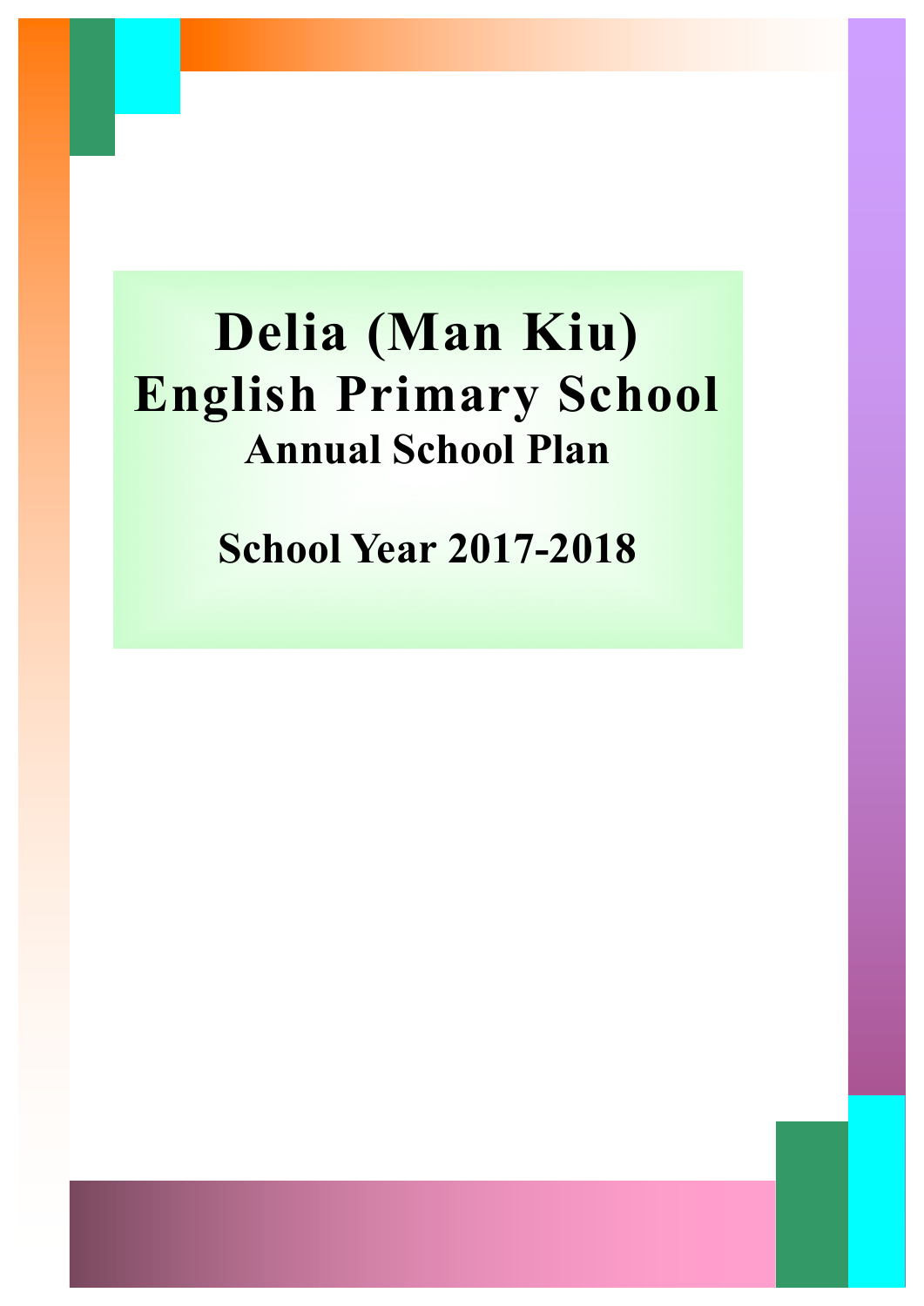# Delia (Man Kiu) English Primary School

## Annual School Plan

## School Year 2017-2018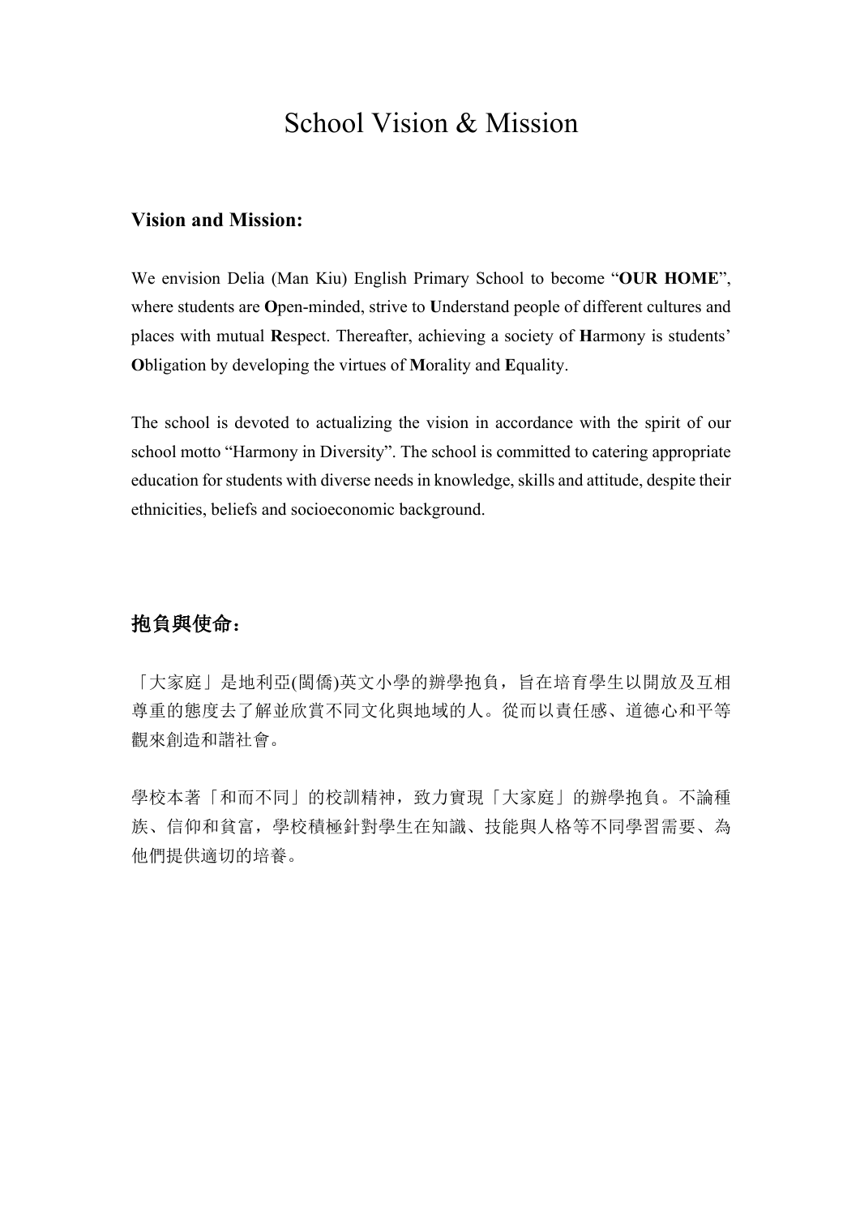# School Vision & Mission

### Vision and Mission:

We envision Delia (Man Kiu) English Primary School to become "**OUR HOME**", where students are **O**pen-minded, strive to **U**nderstand people of different cultures and places with mutual **R**espect. Thereafter, achieving a society of **H**armony is students' **O**bligation by developing the virtues of **M**orality and **E**quality.

The school is devoted to actualizing the vision in accordance with the spirit of our school motto "Harmony in Diversity". The school is committed to catering appropriate education for students with diverse needs in knowledge, skills and attitude, despite their ethnicities, beliefs and socioeconomic background.

### 抱負與使命：

「大家庭」是地利亞(閩僑)英文小學的辦學抱負，旨在培育學生以開放及互相尊重的態度去了解並欣賞不同文化與地域的人。從而以責任感、道德心和平等觀來創造和諧社會。

學校本著「和而不同」的校訓精神，致力實現「大家庭」的辦學抱負。不論種族、信仰和貧富，學校積極針對學生在知識、技能與人格等不同學習需要、為他們提供適切的培養。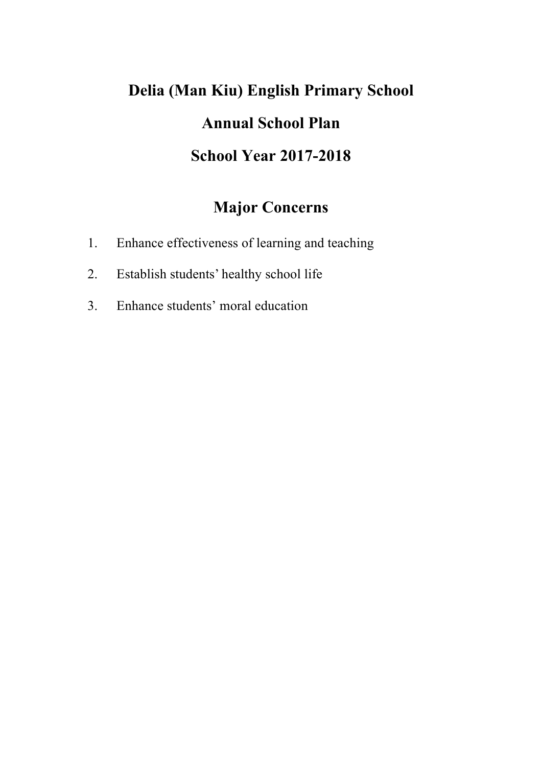# Delia (Man Kiu) English Primary School

# Annual School Plan

# School Year 2017-2018

## Major Concerns

1. Enhance effectiveness of learning and teaching
2. Establish students' healthy school life
3. Enhance students' moral education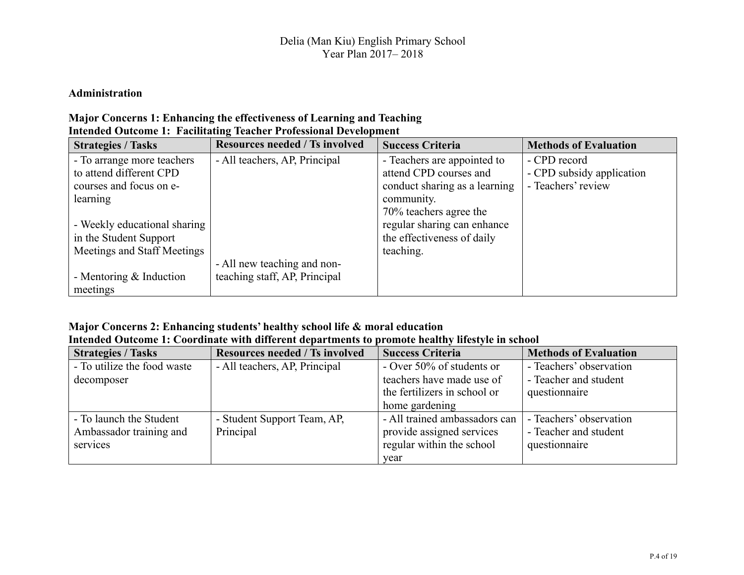Delia (Man Kiu) English Primary School
Year Plan 2017– 2018

## Administration

### Major Concerns 1: Enhancing the effectiveness of Learning and Teaching
### Intended Outcome 1: Facilitating Teacher Professional Development

| Strategies / Tasks | Resources needed / Ts involved | Success Criteria | Methods of Evaluation |
|---|---|---|---|
| - To arrange more teachers to attend different CPD courses and focus on e-learning<br><br>- Weekly educational sharing in the Student Support Meetings and Staff Meetings<br><br>- Mentoring & Induction meetings | - All teachers, AP, Principal<br><br><br><br><br><br>- All new teaching and non-teaching staff, AP, Principal | - Teachers are appointed to attend CPD courses and conduct sharing as a learning community.<br>70% teachers agree the regular sharing can enhance the effectiveness of daily teaching. | - CPD record<br>- CPD subsidy application<br>- Teachers' review |

### Major Concerns 2: Enhancing students' healthy school life & moral education
### Intended Outcome 1: Coordinate with different departments to promote healthy lifestyle in school

| Strategies / Tasks | Resources needed / Ts involved | Success Criteria | Methods of Evaluation |
|---|---|---|---|
| - To utilize the food waste decomposer | - All teachers, AP, Principal | - Over 50% of students or teachers have made use of the fertilizers in school or home gardening | - Teachers' observation<br>- Teacher and student questionnaire |
| - To launch the Student Ambassador training and services | - Student Support Team, AP, Principal | - All trained ambassadors can provide assigned services regular within the school year | - Teachers' observation<br>- Teacher and student questionnaire |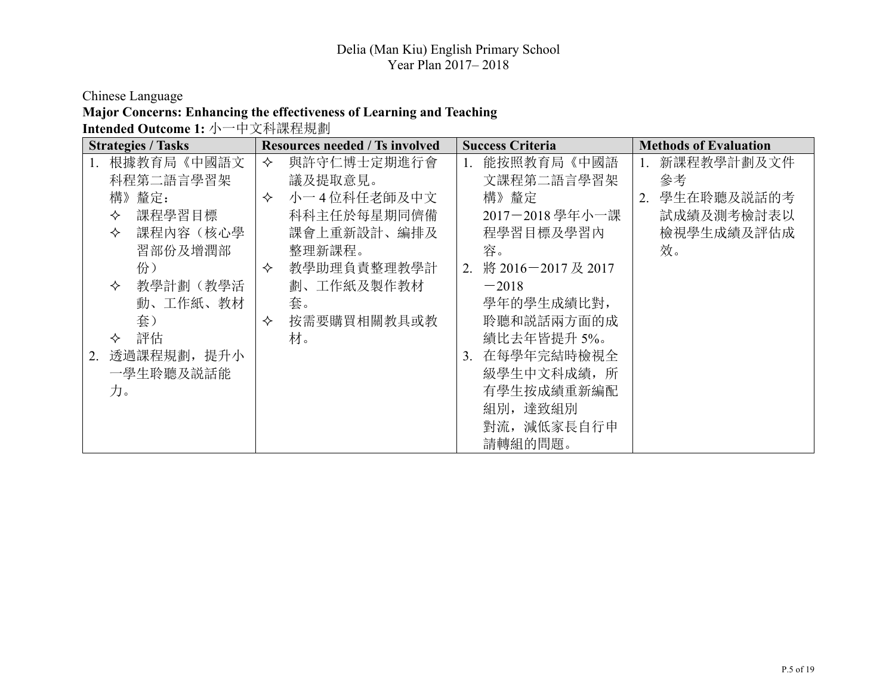# Delia (Man Kiu) English Primary School
## Year Plan 2017– 2018

Chinese Language

**Major Concerns: Enhancing the effectiveness of Learning and Teaching**

**Intended Outcome 1:** 小一中文科課程規劃

| Strategies / Tasks | Resources needed / Ts involved | Success Criteria | Methods of Evaluation |
|---|---|---|---|
| 1. 根據教育局《中國語文科程第二語言學習架構》釐定：<br>✧ 課程學習目標<br>✧ 課程內容（核心學習部份及增潤部份）<br>✧ 教學計劃（教學活動、工作紙、教材套）<br>✧ 評估<br>2. 透過課程規劃，提升小一學生聆聽及說話能力。 | ✧ 與許守仁博士定期進行會議及提取意見。<br>✧ 小一 4 位科任老師及中文科科主任於每星期同儕備課會上重新設計、編排及整理新課程。<br>✧ 教學助理負責整理教學計劃、工作紙及製作教材套。<br>✧ 按需要購買相關教具或教材。 | 1. 能按照教育局《中國語文課程第二語言學習架構》釐定 2017－2018 學年小一課程學習目標及學習內容。<br>2. 將 2016－2017 及 2017－2018 學年的學生成績比對，聆聽和說話兩方面的成績比去年皆提升 5%。<br>3. 在每學年完結時檢視全級學生中文科成績，所有學生按成績重新編配組別，達致組別對流，減低家長自行申請轉組的問題。 | 1. 新課程教學計劃及文件參考<br>2. 學生在聆聽及說話的考試成績及測考檢討表以檢視學生成績及評估成效。 |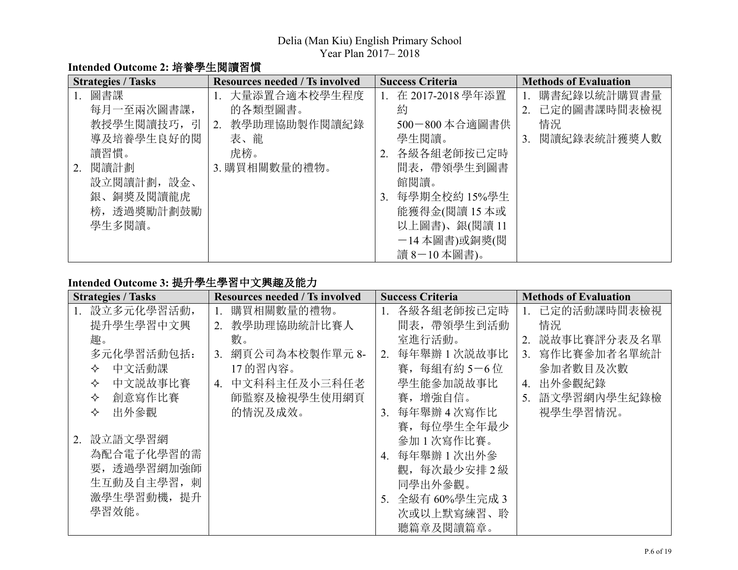Delia (Man Kiu) English Primary School
Year Plan 2017– 2018

**Intended Outcome 2: 培養學生閱讀習慣**

| Strategies / Tasks | Resources needed / Ts involved | Success Criteria | Methods of Evaluation |
| --- | --- | --- | --- |
| 1. 圖書課<br>每月一至兩次圖書課，教授學生閱讀技巧，引導及培養學生良好的閱讀習慣。<br>2. 閱讀計劃<br>設立閱讀計劃，設金、銀、銅獎及閱讀龍虎榜，透過獎勵計劃鼓勵學生多閱讀。 | 1. 大量添置合適本校學生程度的各類型圖書。<br>2. 教學助理協助製作閱讀紀錄表、龍虎榜。<br>3. 購買相關數量的禮物。 | 1. 在 2017-2018 學年添置約 500－800 本合適圖書供學生閱讀。<br>2. 各級各組老師按已定時間表，帶領學生到圖書館閱讀。<br>3. 每學期全校約 15%學生能獲得金(閱讀 15 本或以上圖書)、銀(閱讀 11－14 本圖書)或銅獎(閱讀 8－10 本圖書)。 | 1. 購書紀錄以統計購買書量<br>2. 已定的圖書課時間表檢視情況<br>3. 閱讀紀錄表統計獲獎人數 |

**Intended Outcome 3: 提升學生學習中文興趣及能力**

| Strategies / Tasks | Resources needed / Ts involved | Success Criteria | Methods of Evaluation |
| --- | --- | --- | --- |
| 1. 設立多元化學習活動，提升學生學習中文興趣。<br>多元化學習活動包括：<br>✧ 中文活動課<br>✧ 中文說故事比賽<br>✧ 創意寫作比賽<br>✧ 出外參觀<br><br>2. 設立語文學習網<br>為配合電子化學習的需要，透過學習網加強師生互動及自主學習，刺激學生學習動機，提升學習效能。 | 1. 購買相關數量的禮物。<br>2. 教學助理協助統計比賽人數。<br>3. 網頁公司為本校製作單元 8-17 的習內容。<br>4. 中文科科主任及小三科任老師監察及檢視學生使用網頁的情況及成效。 | 1. 各級各組老師按已定時間表，帶領學生到活動室進行活動。<br>2. 每年舉辦 1 次說故事比賽，每組有約 5－6 位學生能參加說故事比賽，增強自信。<br>3. 每年舉辦 4 次寫作比賽，每位學生全年最少參加 1 次寫作比賽。<br>4. 每年舉辦 1 次出外參觀，每次最少安排 2 級同學出外參觀。<br>5. 全級有 60%學生完成 3 次或以上默寫練習、聆聽篇章及閱讀篇章。 | 1. 已定的活動課時間表檢視情況<br>2. 說故事比賽評分表及名單<br>3. 寫作比賽參加者名單統計參加者數目及次數<br>4. 出外參觀紀錄<br>5. 語文學習網內學生紀錄檢視學生學習情況。 |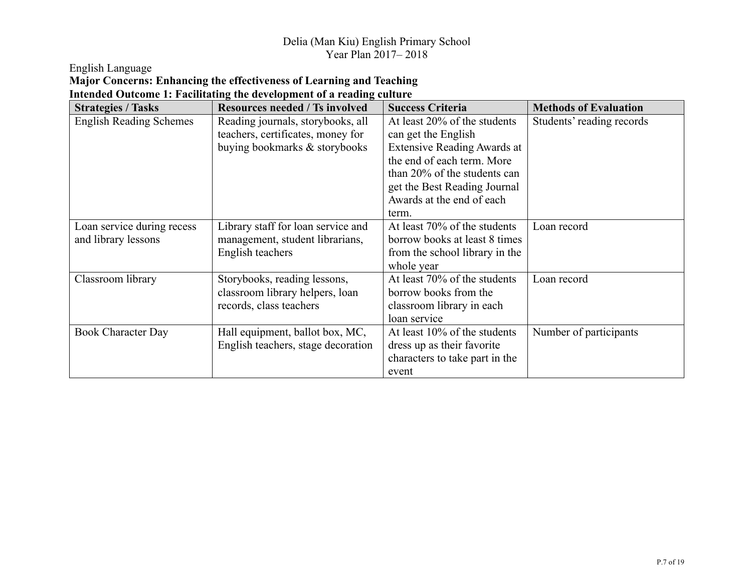Delia (Man Kiu) English Primary School
Year Plan 2017– 2018

English Language

**Major Concerns: Enhancing the effectiveness of Learning and Teaching**

**Intended Outcome 1: Facilitating the development of a reading culture**

| Strategies / Tasks | Resources needed / Ts involved | Success Criteria | Methods of Evaluation |
|---|---|---|---|
| English Reading Schemes | Reading journals, storybooks, all teachers, certificates, money for buying bookmarks & storybooks | At least 20% of the students can get the English Extensive Reading Awards at the end of each term. More than 20% of the students can get the Best Reading Journal Awards at the end of each term. | Students' reading records |
| Loan service during recess and library lessons | Library staff for loan service and management, student librarians, English teachers | At least 70% of the students borrow books at least 8 times from the school library in the whole year | Loan record |
| Classroom library | Storybooks, reading lessons, classroom library helpers, loan records, class teachers | At least 70% of the students borrow books from the classroom library in each loan service | Loan record |
| Book Character Day | Hall equipment, ballot box, MC, English teachers, stage decoration | At least 10% of the students dress up as their favorite characters to take part in the event | Number of participants |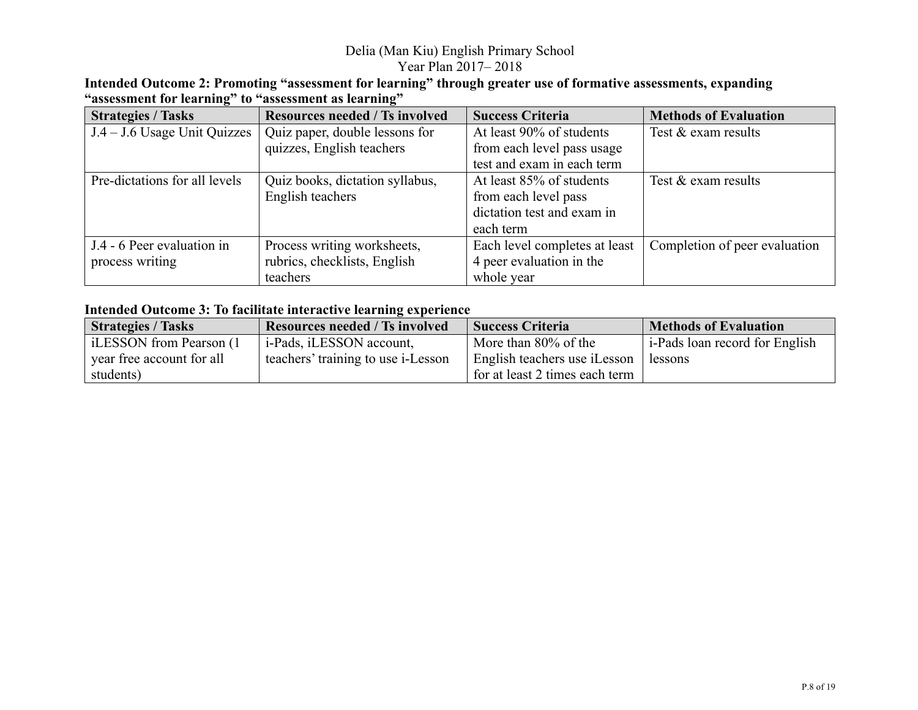Delia (Man Kiu) English Primary School
Year Plan 2017– 2018

**Intended Outcome 2: Promoting "assessment for learning" through greater use of formative assessments, expanding "assessment for learning" to "assessment as learning"**

| Strategies / Tasks | Resources needed / Ts involved | Success Criteria | Methods of Evaluation |
|---|---|---|---|
| J.4 – J.6 Usage Unit Quizzes | Quiz paper, double lessons for quizzes, English teachers | At least 90% of students from each level pass usage test and exam in each term | Test & exam results |
| Pre-dictations for all levels | Quiz books, dictation syllabus, English teachers | At least 85% of students from each level pass dictation test and exam in each term | Test & exam results |
| J.4 - 6 Peer evaluation in process writing | Process writing worksheets, rubrics, checklists, English teachers | Each level completes at least 4 peer evaluation in the whole year | Completion of peer evaluation |

**Intended Outcome 3: To facilitate interactive learning experience**

| Strategies / Tasks | Resources needed / Ts involved | Success Criteria | Methods of Evaluation |
|---|---|---|---|
| iLESSON from Pearson (1 year free account for all students) | i-Pads, iLESSON account, teachers' training to use i-Lesson | More than 80% of the English teachers use iLesson for at least 2 times each term | i-Pads loan record for English lessons |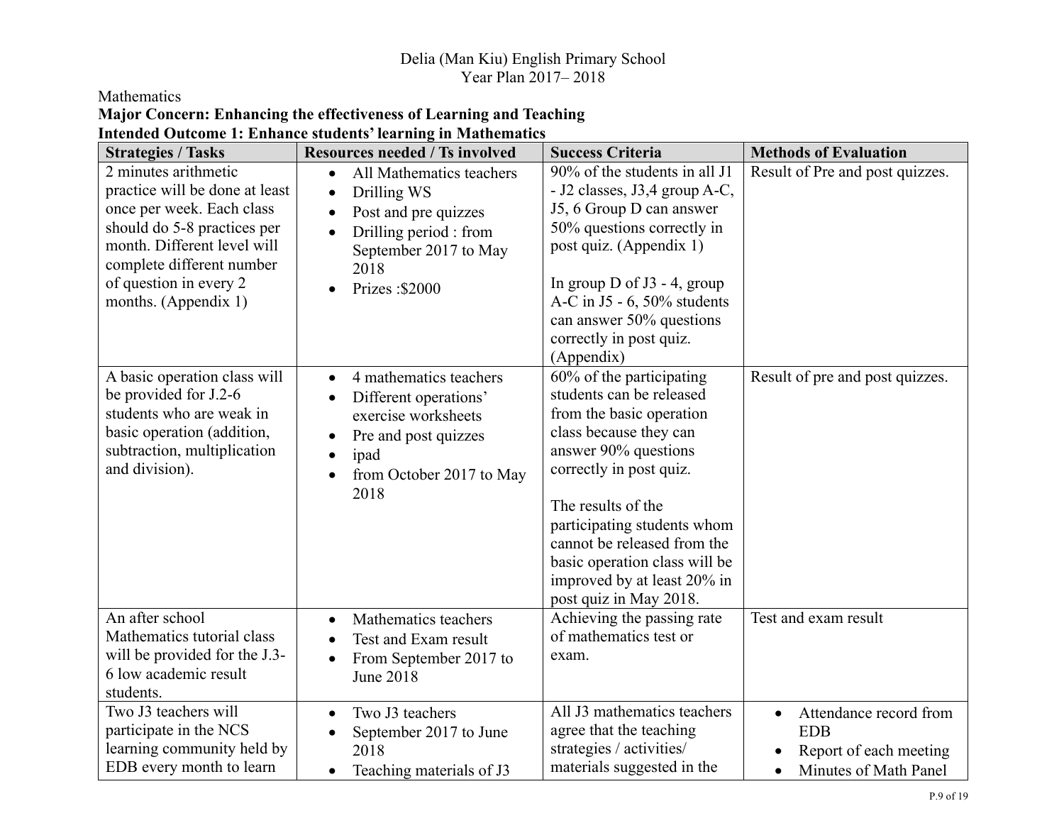Delia (Man Kiu) English Primary School
Year Plan 2017– 2018

Mathematics

**Major Concern: Enhancing the effectiveness of Learning and Teaching**

**Intended Outcome 1: Enhance students' learning in Mathematics**

| Strategies / Tasks | Resources needed / Ts involved | Success Criteria | Methods of Evaluation |
|---|---|---|---|
| 2 minutes arithmetic practice will be done at least once per week. Each class should do 5-8 practices per month. Different level will complete different number of question in every 2 months. (Appendix 1) | • All Mathematics teachers<br>• Drilling WS<br>• Post and pre quizzes<br>• Drilling period : from September 2017 to May 2018<br>• Prizes :$2000 | 90% of the students in all J1 - J2 classes, J3,4 group A-C, J5, 6 Group D can answer 50% questions correctly in post quiz. (Appendix 1)<br><br>In group D of J3 - 4, group A-C in J5 - 6, 50% students can answer 50% questions correctly in post quiz. (Appendix) | Result of Pre and post quizzes. |
| A basic operation class will be provided for J.2-6 students who are weak in basic operation (addition, subtraction, multiplication and division). | • 4 mathematics teachers<br>• Different operations' exercise worksheets<br>• Pre and post quizzes<br>• ipad<br>• from October 2017 to May 2018 | 60% of the participating students can be released from the basic operation class because they can answer 90% questions correctly in post quiz.<br><br>The results of the participating students whom cannot be released from the basic operation class will be improved by at least 20% in post quiz in May 2018. | Result of pre and post quizzes. |
| An after school Mathematics tutorial class will be provided for the J.3-6 low academic result students. | • Mathematics teachers<br>• Test and Exam result<br>• From September 2017 to June 2018 | Achieving the passing rate of mathematics test or exam. | Test and exam result |
| Two J3 teachers will participate in the NCS learning community held by EDB every month to learn | • Two J3 teachers<br>• September 2017 to June 2018<br>• Teaching materials of J3 | All J3 mathematics teachers agree that the teaching strategies / activities/ materials suggested in the | • Attendance record from EDB<br>• Report of each meeting<br>• Minutes of Math Panel |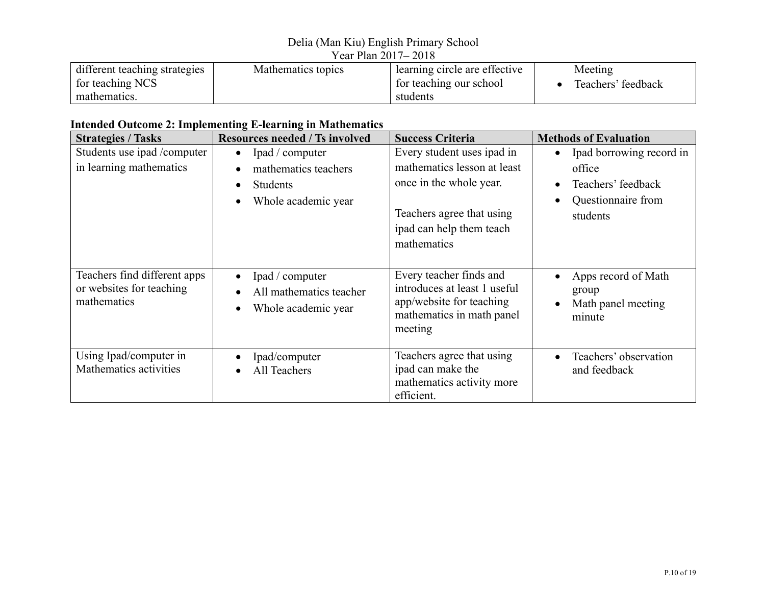| different teaching strategies for teaching NCS mathematics. | Mathematics topics | learning circle are effective for teaching our school students | Meeting<br>• Teachers' feedback |
|---|---|---|---|

**Intended Outcome 2: Implementing E-learning in Mathematics**

| Strategies / Tasks | Resources needed / Ts involved | Success Criteria | Methods of Evaluation |
|---|---|---|---|
| Students use ipad /computer in learning mathematics | • Ipad / computer<br>• mathematics teachers<br>• Students<br>• Whole academic year | Every student uses ipad in mathematics lesson at least once in the whole year.<br><br>Teachers agree that using ipad can help them teach mathematics | • Ipad borrowing record in office<br>• Teachers' feedback<br>• Questionnaire from students |
| Teachers find different apps or websites for teaching mathematics | • Ipad / computer<br>• All mathematics teacher<br>• Whole academic year | Every teacher finds and introduces at least 1 useful app/website for teaching mathematics in math panel meeting | • Apps record of Math group<br>• Math panel meeting minute |
| Using Ipad/computer in Mathematics activities | • Ipad/computer<br>• All Teachers | Teachers agree that using ipad can make the mathematics activity more efficient. | • Teachers' observation and feedback |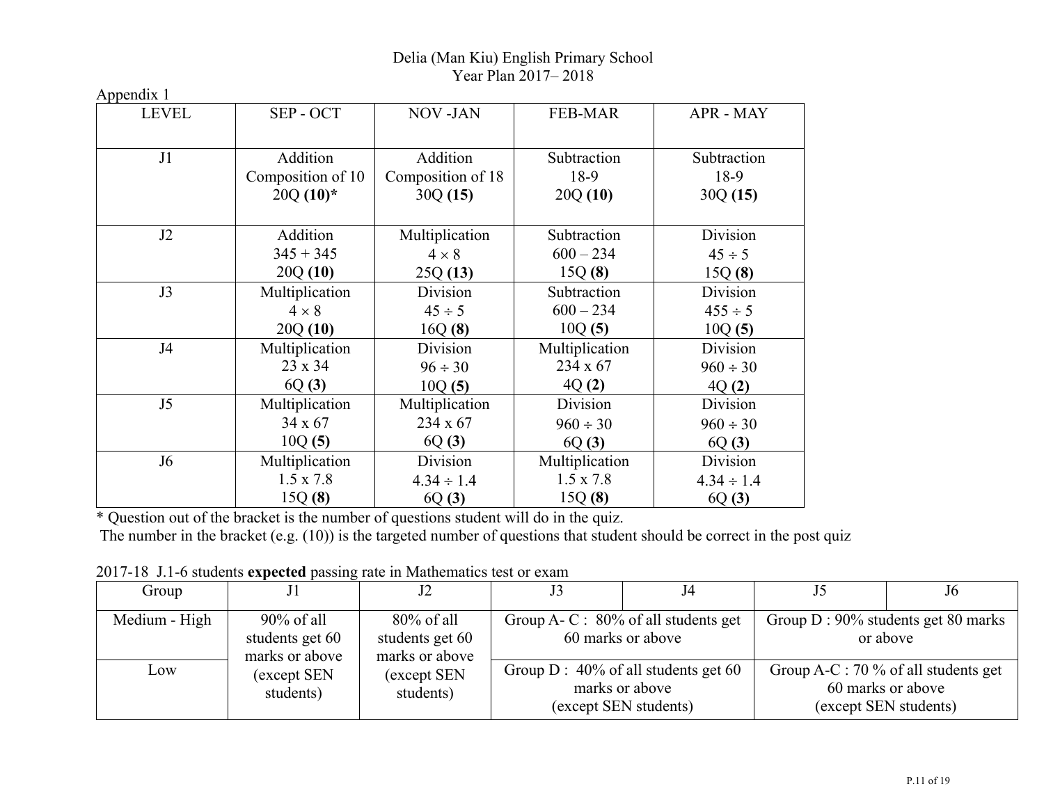Delia (Man Kiu) English Primary School
Year Plan 2017– 2018

Appendix 1

| LEVEL | SEP - OCT | NOV -JAN | FEB-MAR | APR - MAY |
|---|---|---|---|---|
| J1 | Addition<br>Composition of 10<br>20Q **(10)***  | Addition<br>Composition of 18<br>30Q **(15)** | Subtraction<br>18-9<br>20Q **(10)** | Subtraction<br>18-9<br>30Q **(15)** |
| J2 | Addition<br>345 + 345<br>20Q **(10)** | Multiplication<br>4 × 8<br>25Q **(13)** | Subtraction<br>600 – 234<br>15Q **(8)** | Division<br>45 ÷ 5<br>15Q **(8)** |
| J3 | Multiplication<br>4 × 8<br>20Q **(10)** | Division<br>45 ÷ 5<br>16Q **(8)** | Subtraction<br>600 – 234<br>10Q **(5)** | Division<br>455 ÷ 5<br>10Q **(5)** |
| J4 | Multiplication<br>23 x 34<br>6Q **(3)** | Division<br>96 ÷ 30<br>10Q **(5)** | Multiplication<br>234 x 67<br>4Q **(2)** | Division<br>960 ÷ 30<br>4Q **(2)** |
| J5 | Multiplication<br>34 x 67<br>10Q **(5)** | Multiplication<br>234 x 67<br>6Q **(3)** | Division<br>960 ÷ 30<br>6Q **(3)** | Division<br>960 ÷ 30<br>6Q **(3)** |
| J6 | Multiplication<br>1.5 x 7.8<br>15Q **(8)** | Division<br>4.34 ÷ 1.4<br>6Q **(3)** | Multiplication<br>1.5 x 7.8<br>15Q **(8)** | Division<br>4.34 ÷ 1.4<br>6Q **(3)** |

* Question out of the bracket is the number of questions student will do in the quiz.
The number in the bracket (e.g. (10)) is the targeted number of questions that student should be correct in the post quiz

2017-18 J.1-6 students **expected** passing rate in Mathematics test or exam

| Group | J1 | J2 | J3 | J4 | J5 | J6 |
|---|---|---|---|---|---|---|
| Medium - High | 90% of all students get 60 marks or above (except SEN students) | 80% of all students get 60 marks or above (except SEN students) | Group A- C : 80% of all students get 60 marks or above | | Group D : 90% students get 80 marks or above | |
| Low | | | Group D : 40% of all students get 60 marks or above (except SEN students) | | Group A-C : 70 % of all students get 60 marks or above (except SEN students) | |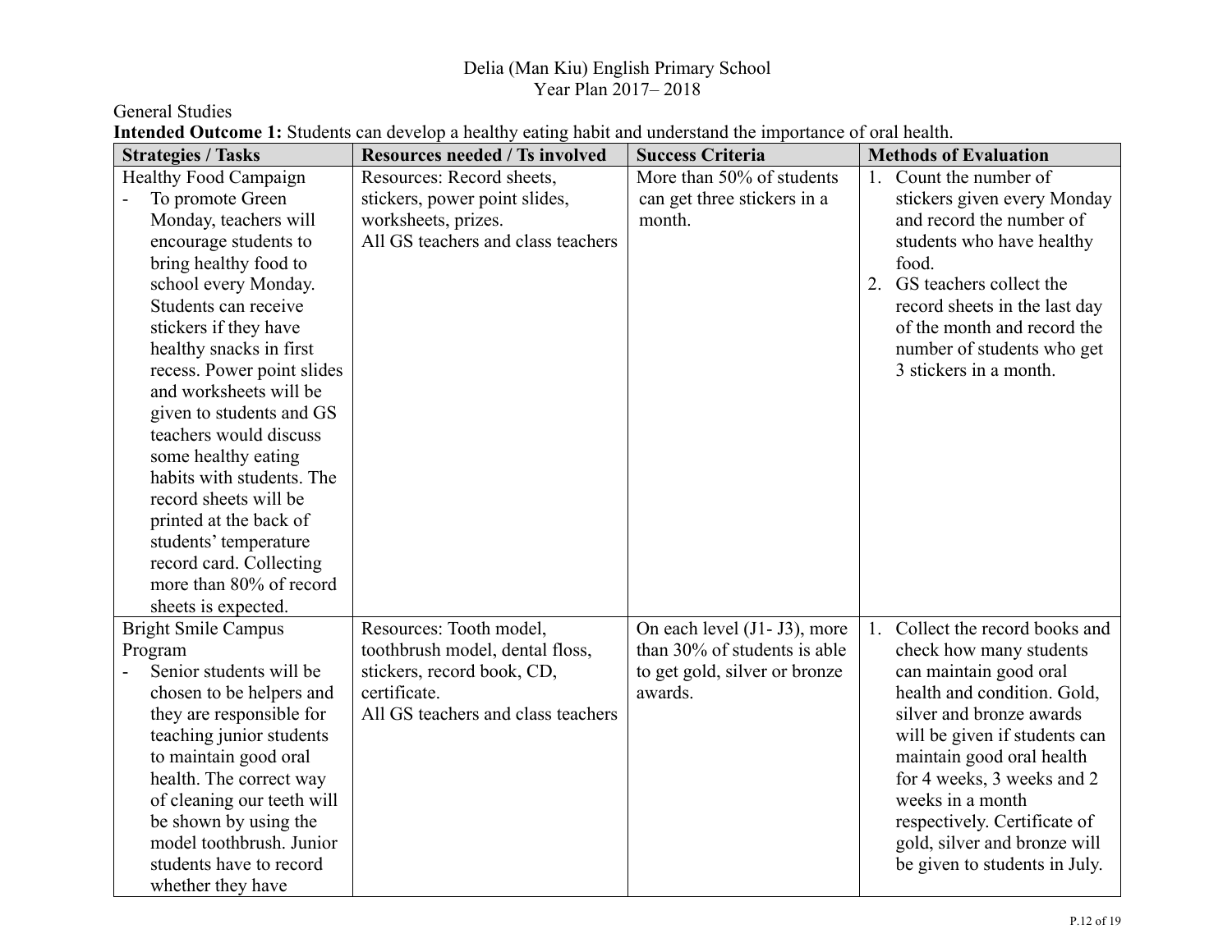Delia (Man Kiu) English Primary School
Year Plan 2017– 2018

General Studies

**Intended Outcome 1:** Students can develop a healthy eating habit and understand the importance of oral health.

| Strategies / Tasks | Resources needed / Ts involved | Success Criteria | Methods of Evaluation |
|---|---|---|---|
| Healthy Food Campaign<br>- To promote Green Monday, teachers will encourage students to bring healthy food to school every Monday. Students can receive stickers if they have healthy snacks in first recess. Power point slides and worksheets will be given to students and GS teachers would discuss some healthy eating habits with students. The record sheets will be printed at the back of students' temperature record card. Collecting more than 80% of record sheets is expected. | Resources: Record sheets, stickers, power point slides, worksheets, prizes.<br>All GS teachers and class teachers | More than 50% of students can get three stickers in a month. | 1. Count the number of stickers given every Monday and record the number of students who have healthy food.<br>2. GS teachers collect the record sheets in the last day of the month and record the number of students who get 3 stickers in a month. |
| Bright Smile Campus Program<br>- Senior students will be chosen to be helpers and they are responsible for teaching junior students to maintain good oral health. The correct way of cleaning our teeth will be shown by using the model toothbrush. Junior students have to record whether they have | Resources: Tooth model, toothbrush model, dental floss, stickers, record book, CD, certificate.<br>All GS teachers and class teachers | On each level (J1- J3), more than 30% of students is able to get gold, silver or bronze awards. | 1. Collect the record books and check how many students can maintain good oral health and condition. Gold, silver and bronze awards will be given if students can maintain good oral health for 4 weeks, 3 weeks and 2 weeks in a month respectively. Certificate of gold, silver and bronze will be given to students in July. |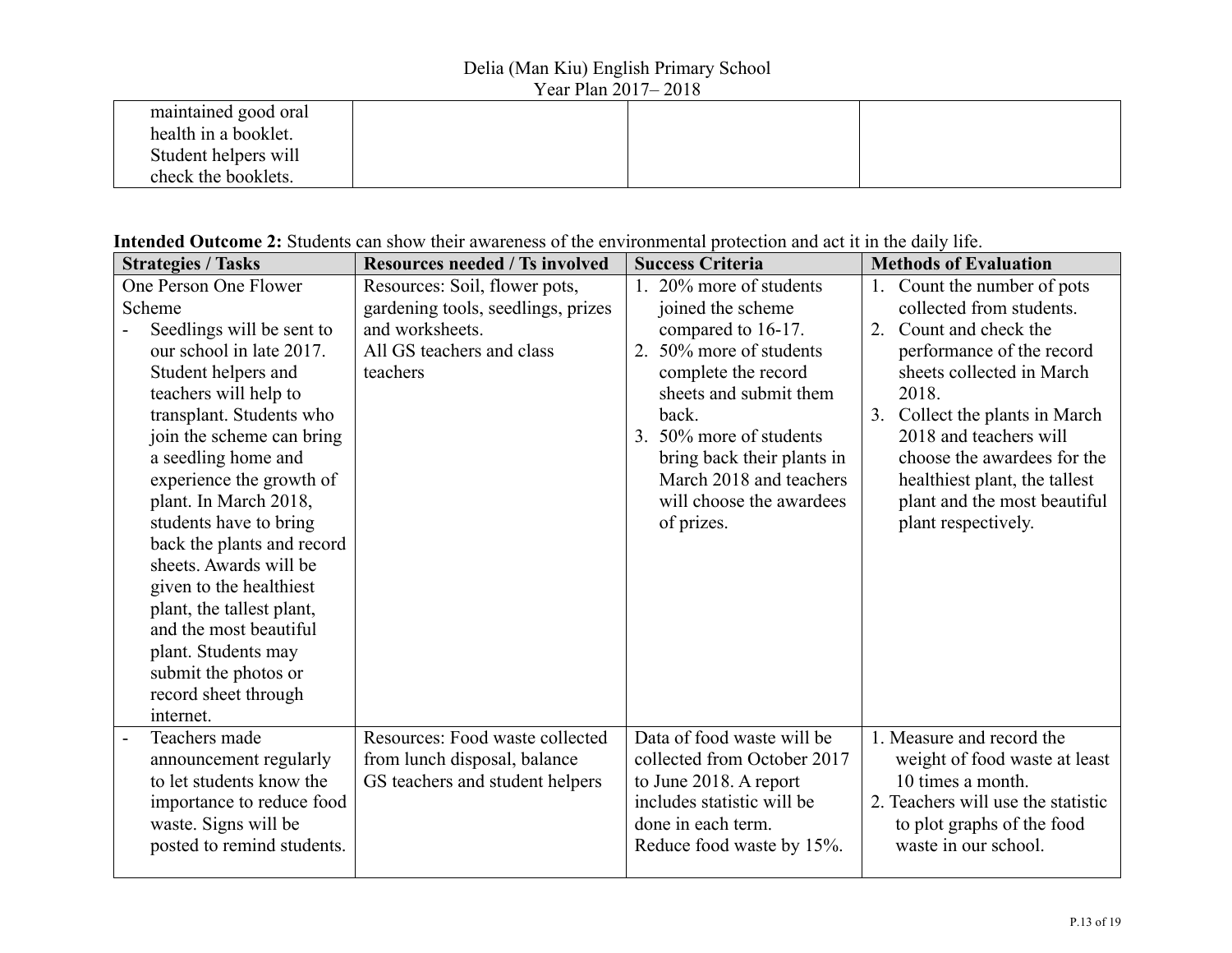| | | | |
|---|---|---|---|
| maintained good oral health in a booklet. Student helpers will check the booklets. | | | |

**Intended Outcome 2:** Students can show their awareness of the environmental protection and act it in the daily life.

| Strategies / Tasks | Resources needed / Ts involved | Success Criteria | Methods of Evaluation |
|---|---|---|---|
| One Person One Flower Scheme<br>- Seedlings will be sent to our school in late 2017. Student helpers and teachers will help to transplant. Students who join the scheme can bring a seedling home and experience the growth of plant. In March 2018, students have to bring back the plants and record sheets. Awards will be given to the healthiest plant, the tallest plant, and the most beautiful plant. Students may submit the photos or record sheet through internet. | Resources: Soil, flower pots, gardening tools, seedlings, prizes and worksheets.<br>All GS teachers and class teachers | 1. 20% more of students joined the scheme compared to 16-17.<br>2. 50% more of students complete the record sheets and submit them back.<br>3. 50% more of students bring back their plants in March 2018 and teachers will choose the awardees of prizes. | 1. Count the number of pots collected from students.<br>2. Count and check the performance of the record sheets collected in March 2018.<br>3. Collect the plants in March 2018 and teachers will choose the awardees for the healthiest plant, the tallest plant and the most beautiful plant respectively. |
| - Teachers made announcement regularly to let students know the importance to reduce food waste. Signs will be posted to remind students. | Resources: Food waste collected from lunch disposal, balance<br>GS teachers and student helpers | Data of food waste will be collected from October 2017 to June 2018. A report includes statistic will be done in each term.<br>Reduce food waste by 15%. | 1. Measure and record the weight of food waste at least 10 times a month.<br>2. Teachers will use the statistic to plot graphs of the food waste in our school. |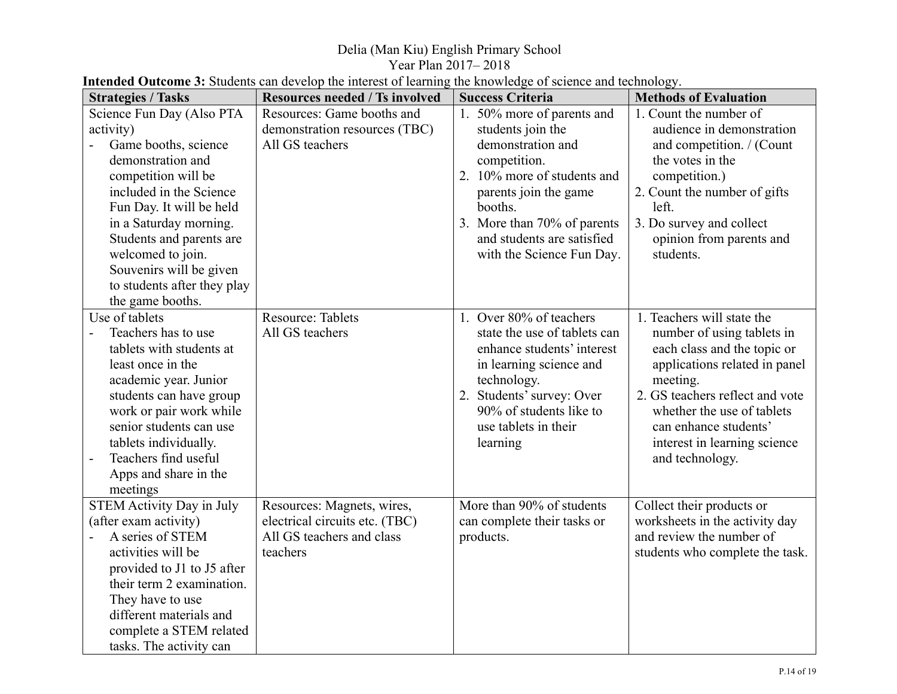Delia (Man Kiu) English Primary School
Year Plan 2017– 2018

**Intended Outcome 3:** Students can develop the interest of learning the knowledge of science and technology.

| Strategies / Tasks | Resources needed / Ts involved | Success Criteria | Methods of Evaluation |
|---|---|---|---|
| Science Fun Day (Also PTA activity)<br>- Game booths, science demonstration and competition will be included in the Science Fun Day. It will be held in a Saturday morning. Students and parents are welcomed to join. Souvenirs will be given to students after they play the game booths. | Resources: Game booths and demonstration resources (TBC)<br>All GS teachers | 1. 50% more of parents and students join the demonstration and competition.<br>2. 10% more of students and parents join the game booths.<br>3. More than 70% of parents and students are satisfied with the Science Fun Day. | 1. Count the number of audience in demonstration and competition. / (Count the votes in the competition.)<br>2. Count the number of gifts left.<br>3. Do survey and collect opinion from parents and students. |
| Use of tablets<br>- Teachers has to use tablets with students at least once in the academic year. Junior students can have group work or pair work while senior students can use tablets individually.<br>- Teachers find useful Apps and share in the meetings | Resource: Tablets<br>All GS teachers | 1. Over 80% of teachers state the use of tablets can enhance students' interest in learning science and technology.<br>2. Students' survey: Over 90% of students like to use tablets in their learning | 1. Teachers will state the number of using tablets in each class and the topic or applications related in panel meeting.<br>2. GS teachers reflect and vote whether the use of tablets can enhance students' interest in learning science and technology. |
| STEM Activity Day in July (after exam activity)<br>- A series of STEM activities will be provided to J1 to J5 after their term 2 examination. They have to use different materials and complete a STEM related tasks. The activity can | Resources: Magnets, wires, electrical circuits etc. (TBC)<br>All GS teachers and class teachers | More than 90% of students can complete their tasks or products. | Collect their products or worksheets in the activity day and review the number of students who complete the task. |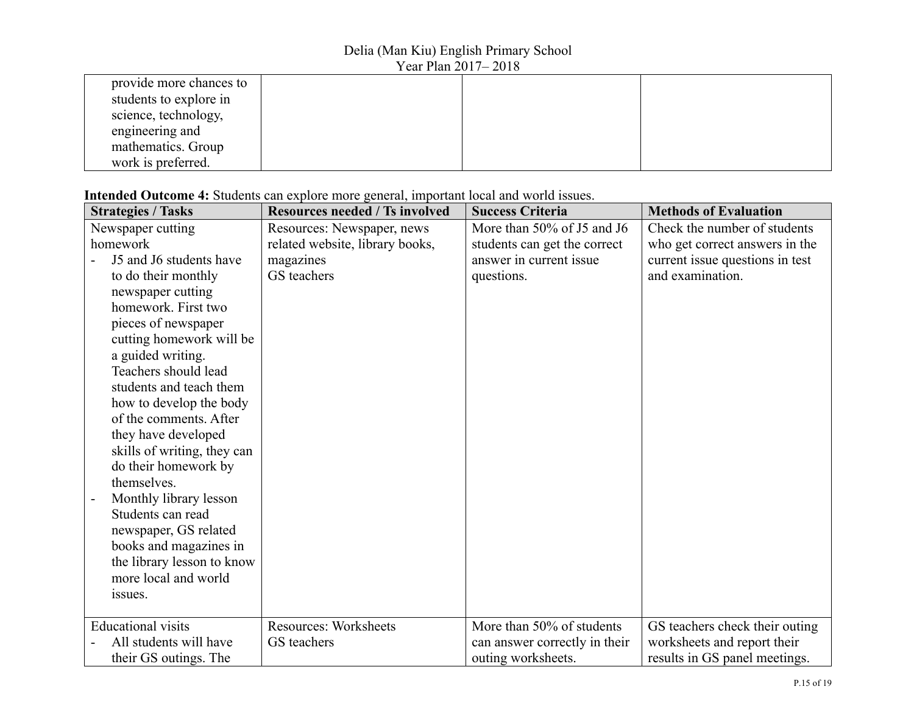| | | | |
|---|---|---|---|
| provide more chances to students to explore in science, technology, engineering and mathematics. Group work is preferred. | | | |

**Intended Outcome 4:** Students can explore more general, important local and world issues.

| Strategies / Tasks | Resources needed / Ts involved | Success Criteria | Methods of Evaluation |
|---|---|---|---|
| Newspaper cutting homework<br>- J5 and J6 students have to do their monthly newspaper cutting homework. First two pieces of newspaper cutting homework will be a guided writing. Teachers should lead students and teach them how to develop the body of the comments. After they have developed skills of writing, they can do their homework by themselves.<br>- Monthly library lesson Students can read newspaper, GS related books and magazines in the library lesson to know more local and world issues. | Resources: Newspaper, news related website, library books, magazines<br>GS teachers | More than 50% of J5 and J6 students can get the correct answer in current issue questions. | Check the number of students who get correct answers in the current issue questions in test and examination. |
| Educational visits<br>- All students will have their GS outings. The | Resources: Worksheets<br>GS teachers | More than 50% of students can answer correctly in their outing worksheets. | GS teachers check their outing worksheets and report their results in GS panel meetings. |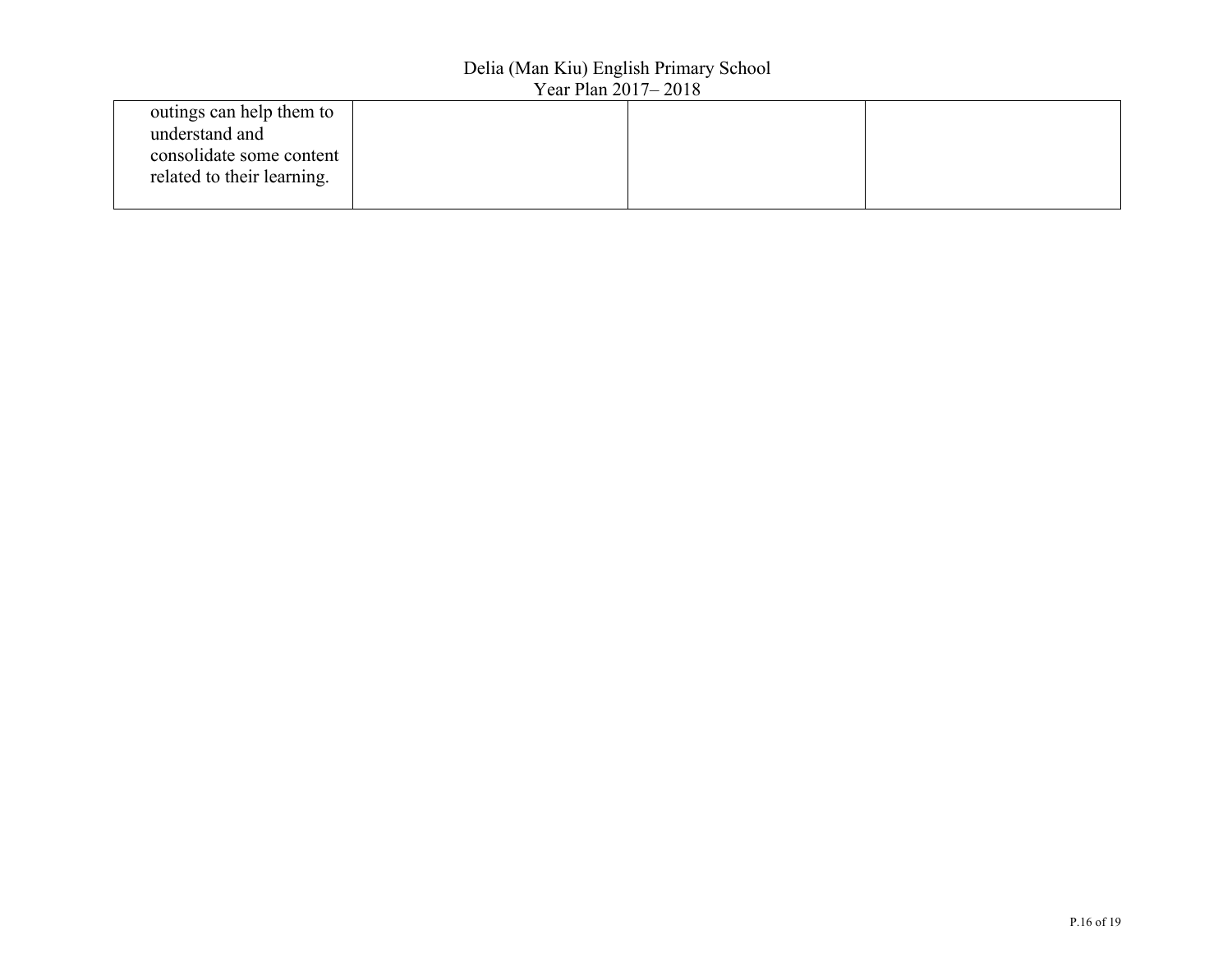| | | | |
|---|---|---|---|
| outings can help them to understand and consolidate some content related to their learning. | | | |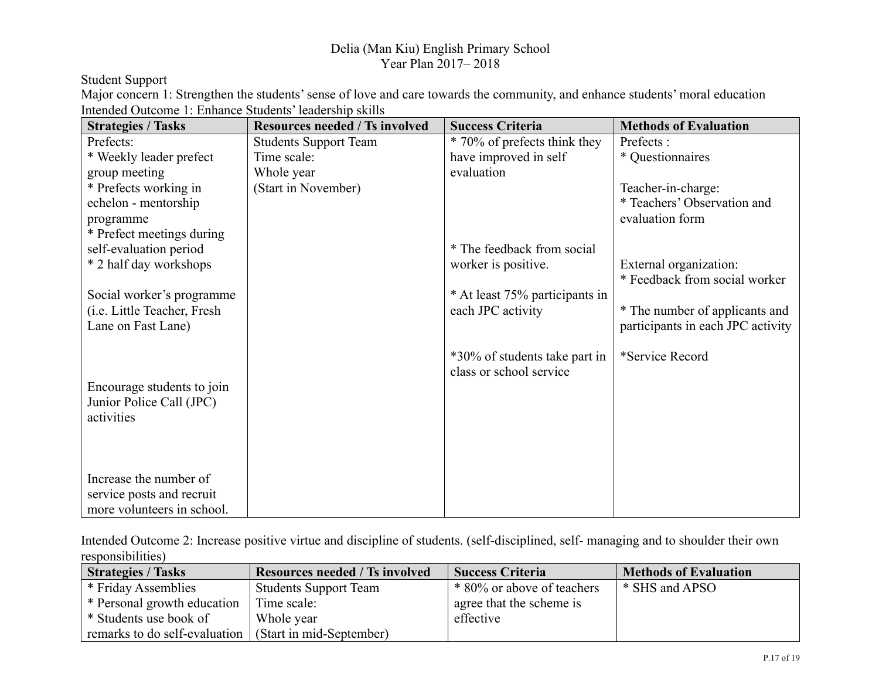# Delia (Man Kiu) English Primary School
## Year Plan 2017– 2018

Student Support

Major concern 1: Strengthen the students' sense of love and care towards the community, and enhance students' moral education

Intended Outcome 1: Enhance Students' leadership skills

| Strategies / Tasks | Resources needed / Ts involved | Success Criteria | Methods of Evaluation |
|---|---|---|---|
| Prefects:<br>* Weekly leader prefect group meeting<br>* Prefects working in echelon - mentorship programme<br>* Prefect meetings during self-evaluation period<br>* 2 half day workshops | Students Support Team<br>Time scale:<br>Whole year<br>(Start in November) | * 70% of prefects think they have improved in self evaluation | Prefects :<br>* Questionnaires<br><br>Teacher-in-charge:<br>* Teachers' Observation and evaluation form |
| Social worker's programme (i.e. Little Teacher, Fresh Lane on Fast Lane) | | * The feedback from social worker is positive. | External organization:<br>* Feedback from social worker |
| Encourage students to join Junior Police Call (JPC) activities | | * At least 75% participants in each JPC activity | * The number of applicants and participants in each JPC activity |
| Increase the number of service posts and recruit more volunteers in school. | | *30% of students take part in class or school service | *Service Record |

Intended Outcome 2: Increase positive virtue and discipline of students. (self-disciplined, self- managing and to shoulder their own responsibilities)

| Strategies / Tasks | Resources needed / Ts involved | Success Criteria | Methods of Evaluation |
|---|---|---|---|
| * Friday Assemblies<br>* Personal growth education<br>* Students use book of remarks to do self-evaluation | Students Support Team<br>Time scale:<br>Whole year<br>(Start in mid-September) | * 80% or above of teachers agree that the scheme is effective | * SHS and APSO |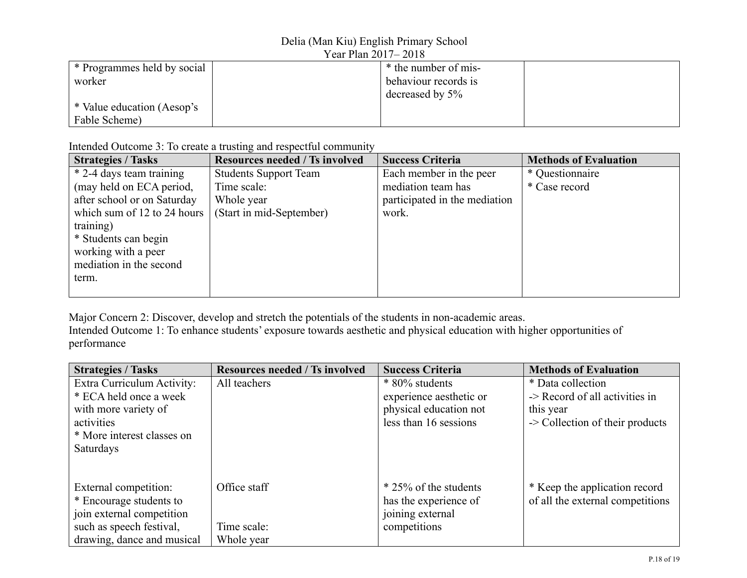| | | | |
|---|---|---|---|
| * Programmes held by social worker<br><br>* Value education (Aesop's Fable Scheme) | | * the number of mis-behaviour records is decreased by 5% | |

Intended Outcome 3: To create a trusting and respectful community

| Strategies / Tasks | Resources needed / Ts involved | Success Criteria | Methods of Evaluation |
|---|---|---|---|
| * 2-4 days team training (may held on ECA period, after school or on Saturday which sum of 12 to 24 hours training)<br>* Students can begin working with a peer mediation in the second term. | Students Support Team<br>Time scale:<br>Whole year<br>(Start in mid-September) | Each member in the peer mediation team has participated in the mediation work. | * Questionnaire<br>* Case record |

Major Concern 2: Discover, develop and stretch the potentials of the students in non-academic areas.

Intended Outcome 1: To enhance students' exposure towards aesthetic and physical education with higher opportunities of performance

| Strategies / Tasks | Resources needed / Ts involved | Success Criteria | Methods of Evaluation |
|---|---|---|---|
| Extra Curriculum Activity:<br>* ECA held once a week with more variety of activities<br>* More interest classes on Saturdays<br><br>External competition:<br>* Encourage students to join external competition such as speech festival, drawing, dance and musical | All teachers<br><br><br><br><br><br>Office staff<br><br><br>Time scale:<br>Whole year | * 80% students experience aesthetic or physical education not less than 16 sessions<br><br><br><br><br>* 25% of the students has the experience of joining external competitions | * Data collection<br>-> Record of all activities in this year<br>-> Collection of their products<br><br><br><br>* Keep the application record of all the external competitions |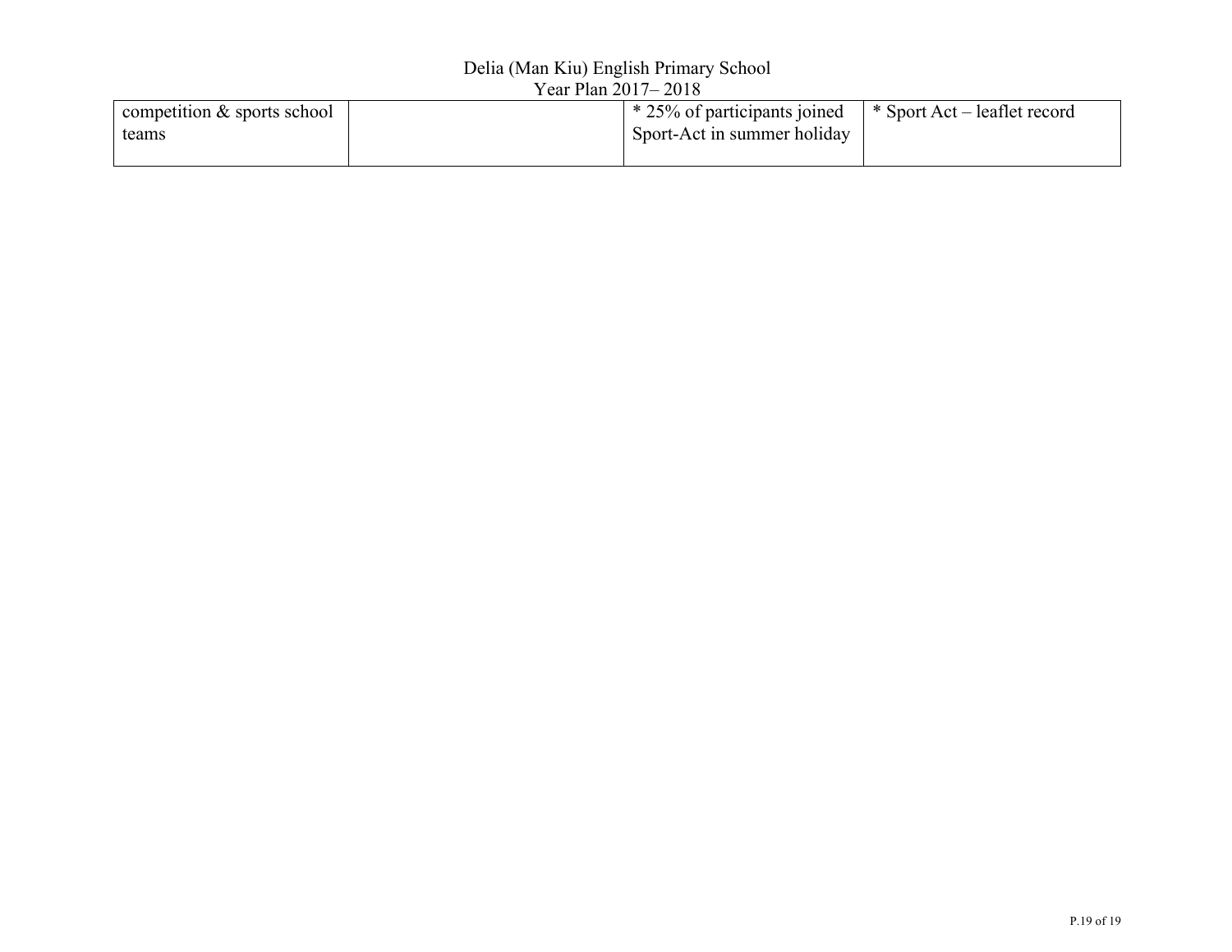| | | | |
|---|---|---|---|
| competition & sports school teams | | * 25% of participants joined Sport-Act in summer holiday | * Sport Act – leaflet record |